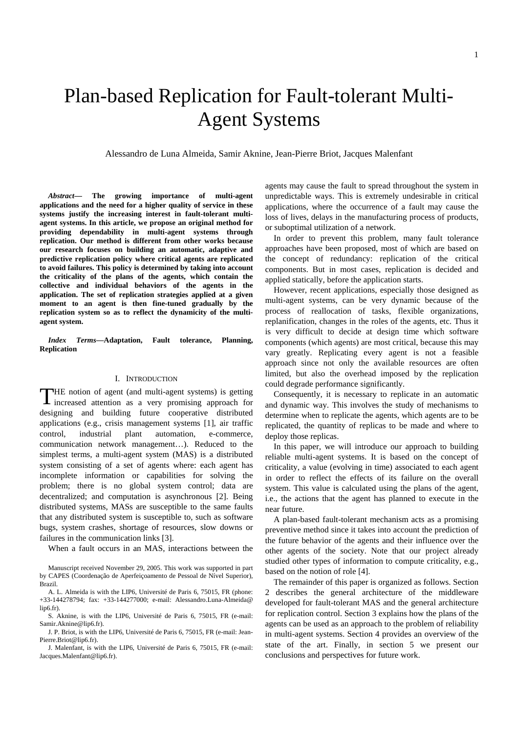# Plan-based Replication for Fault-tolerant Multi-Agent Systems

Alessandro de Luna Almeida, Samir Aknine, Jean-Pierre Briot, Jacques Malenfant

***Abstract*— The growing importance of multi-agent applications and the need for a higher quality of service in these systems justify the increasing interest in fault-tolerant multi-agent systems. In this article, we propose an original method for providing dependability in multi-agent systems through replication. Our method is different from other works because our research focuses on building an automatic, adaptive and predictive replication policy where critical agents are replicated to avoid failures. This policy is determined by taking into account the criticality of the plans of the agents, which contain the collective and individual behaviors of the agents in the application. The set of replication strategies applied at a given moment to an agent is then fine-tuned gradually by the replication system so as to reflect the dynamicity of the multi-agent system.**

***Index Terms*—Adaptation, Fault tolerance, Planning, Replication**

## I. Introduction

The notion of agent (and multi-agent systems) is getting increased attention as a very promising approach for designing and building future cooperative distributed applications (e.g., crisis management systems [1], air traffic control, industrial plant automation, e-commerce, communication network management…). Reduced to the simplest terms, a multi-agent system (MAS) is a distributed system consisting of a set of agents where: each agent has incomplete information or capabilities for solving the problem; there is no global system control; data are decentralized; and computation is asynchronous [2]. Being distributed systems, MASs are susceptible to the same faults that any distributed system is susceptible to, such as software bugs, system crashes, shortage of resources, slow downs or failures in the communication links [3].

When a fault occurs in an MAS, interactions between the agents may cause the fault to spread throughout the system in unpredictable ways. This is extremely undesirable in critical applications, where the occurrence of a fault may cause the loss of lives, delays in the manufacturing process of products, or suboptimal utilization of a network.

In order to prevent this problem, many fault tolerance approaches have been proposed, most of which are based on the concept of redundancy: replication of the critical components. But in most cases, replication is decided and applied statically, before the application starts.

However, recent applications, especially those designed as multi-agent systems, can be very dynamic because of the process of reallocation of tasks, flexible organizations, replanification, changes in the roles of the agents, etc. Thus it is very difficult to decide at design time which software components (which agents) are most critical, because this may vary greatly. Replicating every agent is not a feasible approach since not only the available resources are often limited, but also the overhead imposed by the replication could degrade performance significantly.

Consequently, it is necessary to replicate in an automatic and dynamic way. This involves the study of mechanisms to determine when to replicate the agents, which agents are to be replicated, the quantity of replicas to be made and where to deploy those replicas.

In this paper, we will introduce our approach to building reliable multi-agent systems. It is based on the concept of criticality, a value (evolving in time) associated to each agent in order to reflect the effects of its failure on the overall system. This value is calculated using the plans of the agent, i.e., the actions that the agent has planned to execute in the near future.

A plan-based fault-tolerant mechanism acts as a promising preventive method since it takes into account the prediction of the future behavior of the agents and their influence over the other agents of the society. Note that our project already studied other types of information to compute criticality, e.g., based on the notion of role [4].

The remainder of this paper is organized as follows. Section 2 describes the general architecture of the middleware developed for fault-tolerant MAS and the general architecture for replication control. Section 3 explains how the plans of the agents can be used as an approach to the problem of reliability in multi-agent systems. Section 4 provides an overview of the state of the art. Finally, in section 5 we present our conclusions and perspectives for future work.

---

Manuscript received November 29, 2005. This work was supported in part by CAPES (Coordenação de Aperfeiçoamento de Pessoal de Nível Superior), Brazil.

A. L. Almeida is with the LIP6, Université de Paris 6, 75015, FR (phone: +33-144278794; fax: +33-144277000; e-mail: Alessandro.Luna-Almeida@lip6.fr).

S. Aknine, is with the LIP6, Université de Paris 6, 75015, FR (e-mail: Samir.Aknine@lip6.fr).

J. P. Briot, is with the LIP6, Université de Paris 6, 75015, FR (e-mail: Jean-Pierre.Briot@lip6.fr).

J. Malenfant, is with the LIP6, Université de Paris 6, 75015, FR (e-mail: Jacques.Malenfant@lip6.fr).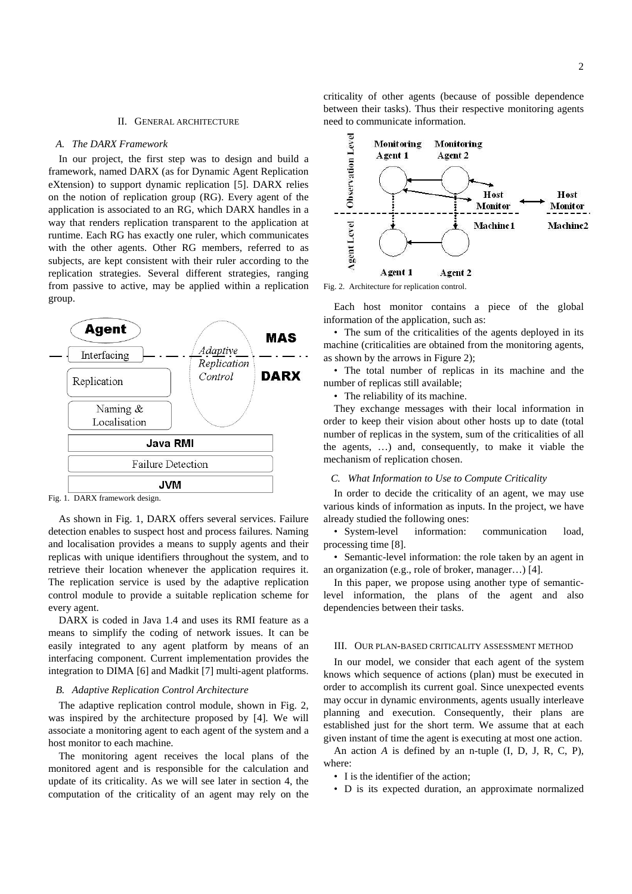## II. General Architecture

### A. The DARX Framework

In our project, the first step was to design and build a framework, named DARX (as for Dynamic Agent Replication eXtension) to support dynamic replication [5]. DARX relies on the notion of replication group (RG). Every agent of the application is associated to an RG, which DARX handles in a way that renders replication transparent to the application at runtime. Each RG has exactly one ruler, which communicates with the other agents. Other RG members, referred to as subjects, are kept consistent with their ruler according to the replication strategies. Several different strategies, ranging from passive to active, may be applied within a replication group.

Fig. 1. DARX framework design.

As shown in Fig. 1, DARX offers several services. Failure detection enables to suspect host and process failures. Naming and localisation provides a means to supply agents and their replicas with unique identifiers throughout the system, and to retrieve their location whenever the application requires it. The replication service is used by the adaptive replication control module to provide a suitable replication scheme for every agent.

DARX is coded in Java 1.4 and uses its RMI feature as a means to simplify the coding of network issues. It can be easily integrated to any agent platform by means of an interfacing component. Current implementation provides the integration to DIMA [6] and Madkit [7] multi-agent platforms.

### B. Adaptive Replication Control Architecture

The adaptive replication control module, shown in Fig. 2, was inspired by the architecture proposed by [4]. We will associate a monitoring agent to each agent of the system and a host monitor to each machine.

The monitoring agent receives the local plans of the monitored agent and is responsible for the calculation and update of its criticality. As we will see later in section 4, the computation of the criticality of an agent may rely on the criticality of other agents (because of possible dependence between their tasks). Thus their respective monitoring agents need to communicate information.

Fig. 2. Architecture for replication control.

Each host monitor contains a piece of the global information of the application, such as:

- The sum of the criticalities of the agents deployed in its machine (criticalities are obtained from the monitoring agents, as shown by the arrows in Figure 2);
- The total number of replicas in its machine and the number of replicas still available;
- The reliability of its machine.

They exchange messages with their local information in order to keep their vision about other hosts up to date (total number of replicas in the system, sum of the criticalities of all the agents, …) and, consequently, to make it viable the mechanism of replication chosen.

### C. What Information to Use to Compute Criticality

In order to decide the criticality of an agent, we may use various kinds of information as inputs. In the project, we have already studied the following ones:

- System-level information: communication load, processing time [8].
- Semantic-level information: the role taken by an agent in an organization (e.g., role of broker, manager…) [4].

In this paper, we propose using another type of semantic-level information, the plans of the agent and also dependencies between their tasks.

## III. Our Plan-Based Criticality Assessment Method

In our model, we consider that each agent of the system knows which sequence of actions (plan) must be executed in order to accomplish its current goal. Since unexpected events may occur in dynamic environments, agents usually interleave planning and execution. Consequently, their plans are established just for the short term. We assume that at each given instant of time the agent is executing at most one action.

An action *A* is defined by an n-tuple (I, D, J, R, C, P), where:

- I is the identifier of the action;
- D is its expected duration, an approximate normalized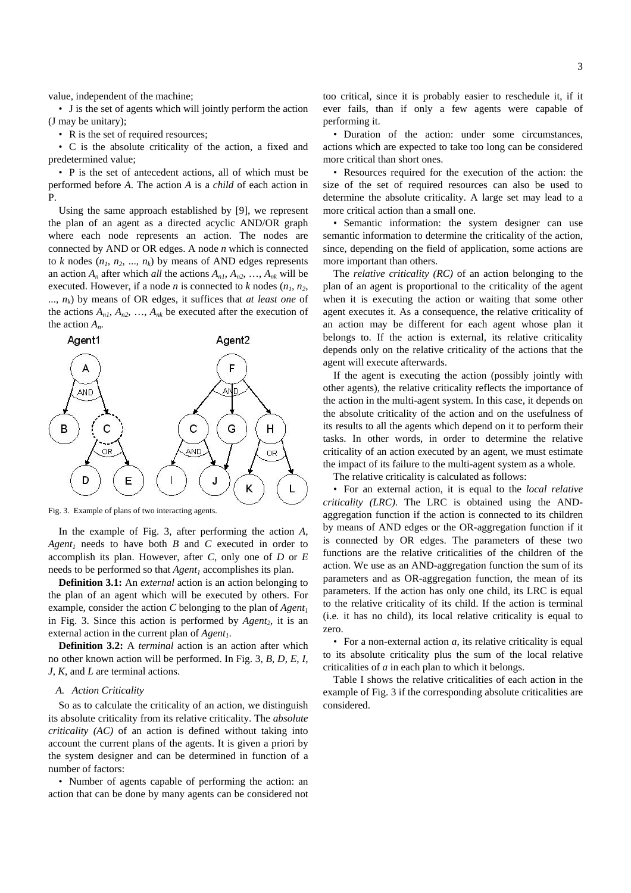value, independent of the machine;

• J is the set of agents which will jointly perform the action (J may be unitary);

• R is the set of required resources;

• C is the absolute criticality of the action, a fixed and predetermined value;

• P is the set of antecedent actions, all of which must be performed before *A*. The action *A* is a *child* of each action in P.

Using the same approach established by [9], we represent the plan of an agent as a directed acyclic AND/OR graph where each node represents an action. The nodes are connected by AND or OR edges. A node *n* which is connected to *k* nodes ($n_1$, $n_2$, ..., $n_k$) by means of AND edges represents an action $A_n$ after which *all* the actions $A_{n1}$, $A_{n2}$, …, $A_{nk}$ will be executed. However, if a node *n* is connected to *k* nodes ($n_1$, $n_2$, ..., $n_k$) by means of OR edges, it suffices that *at least one* of the actions $A_{n1}$, $A_{n2}$, …, $A_{nk}$ be executed after the execution of the action $A_n$.

Fig. 3. Example of plans of two interacting agents.

In the example of Fig. 3, after performing the action *A*, $Agent_1$ needs to have both *B* and *C* executed in order to accomplish its plan. However, after *C*, only one of *D* or *E* needs to be performed so that $Agent_1$ accomplishes its plan.

**Definition 3.1:** An *external* action is an action belonging to the plan of an agent which will be executed by others. For example, consider the action *C* belonging to the plan of $Agent_1$ in Fig. 3. Since this action is performed by $Agent_2$, it is an external action in the current plan of $Agent_1$.

**Definition 3.2:** A *terminal* action is an action after which no other known action will be performed. In Fig. 3, *B*, *D*, *E*, *I*, *J*, *K*, and *L* are terminal actions.

### *A. Action Criticality*

So as to calculate the criticality of an action, we distinguish its absolute criticality from its relative criticality. The *absolute criticality (AC)* of an action is defined without taking into account the current plans of the agents. It is given a priori by the system designer and can be determined in function of a number of factors:

• Number of agents capable of performing the action: an action that can be done by many agents can be considered not too critical, since it is probably easier to reschedule it, if it ever fails, than if only a few agents were capable of performing it.

• Duration of the action: under some circumstances, actions which are expected to take too long can be considered more critical than short ones.

• Resources required for the execution of the action: the size of the set of required resources can also be used to determine the absolute criticality. A large set may lead to a more critical action than a small one.

• Semantic information: the system designer can use semantic information to determine the criticality of the action, since, depending on the field of application, some actions are more important than others.

The *relative criticality (RC)* of an action belonging to the plan of an agent is proportional to the criticality of the agent when it is executing the action or waiting that some other agent executes it. As a consequence, the relative criticality of an action may be different for each agent whose plan it belongs to. If the action is external, its relative criticality depends only on the relative criticality of the actions that the agent will execute afterwards.

If the agent is executing the action (possibly jointly with other agents), the relative criticality reflects the importance of the action in the multi-agent system. In this case, it depends on the absolute criticality of the action and on the usefulness of its results to all the agents which depend on it to perform their tasks. In other words, in order to determine the relative criticality of an action executed by an agent, we must estimate the impact of its failure to the multi-agent system as a whole.

The relative criticality is calculated as follows:

• For an external action, it is equal to the *local relative criticality (LRC)*. The LRC is obtained using the AND-aggregation function if the action is connected to its children by means of AND edges or the OR-aggregation function if it is connected by OR edges. The parameters of these two functions are the relative criticalities of the children of the action. We use as an AND-aggregation function the sum of its parameters and as OR-aggregation function, the mean of its parameters. If the action has only one child, its LRC is equal to the relative criticality of its child. If the action is terminal (i.e. it has no child), its local relative criticality is equal to zero.

• For a non-external action *a*, its relative criticality is equal to its absolute criticality plus the sum of the local relative criticalities of *a* in each plan to which it belongs.

Table I shows the relative criticalities of each action in the example of Fig. 3 if the corresponding absolute criticalities are considered.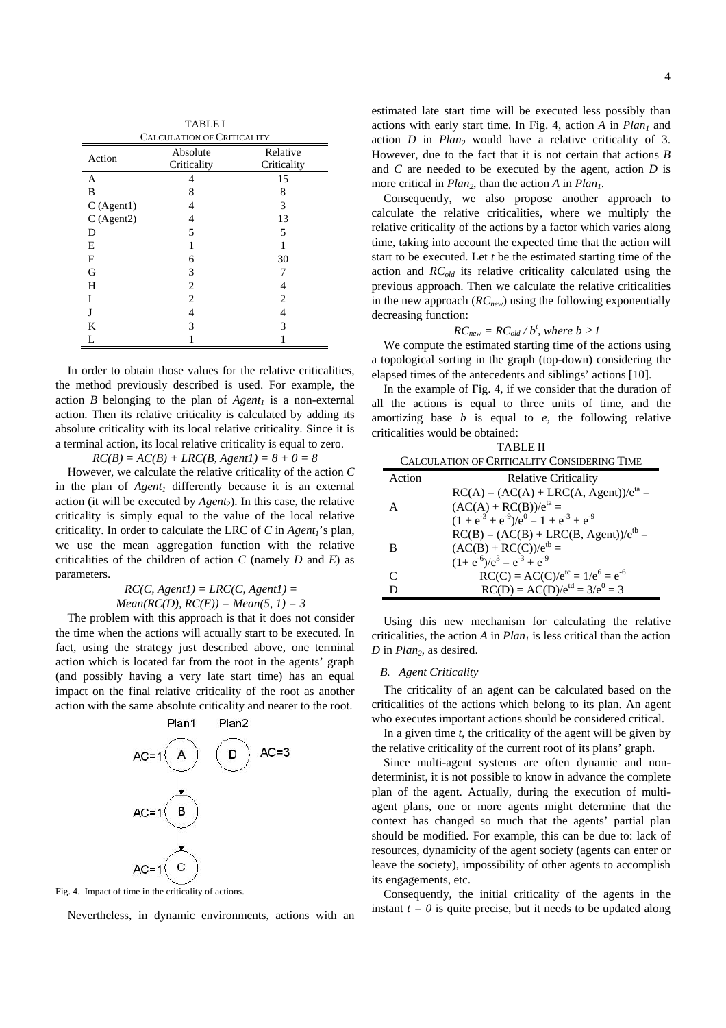TABLE I
CALCULATION OF CRITICALITY

| Action | Absolute Criticality | Relative Criticality |
|---|---|---|
| A | 4 | 15 |
| B | 8 | 8 |
| C (Agent1) | 4 | 3 |
| C (Agent2) | 4 | 13 |
| D | 5 | 5 |
| E | 1 | 1 |
| F | 6 | 30 |
| G | 3 | 7 |
| H | 2 | 4 |
| I | 2 | 2 |
| J | 4 | 4 |
| K | 3 | 3 |
| L | 1 | 1 |

In order to obtain those values for the relative criticalities, the method previously described is used. For example, the action *B* belonging to the plan of $Agent_1$ is a non-external action. Then its relative criticality is calculated by adding its absolute criticality with its local relative criticality. Since it is a terminal action, its local relative criticality is equal to zero.

$$RC(B) = AC(B) + LRC(B, Agent1) = 8 + 0 = 8$$

However, we calculate the relative criticality of the action *C* in the plan of $Agent_1$ differently because it is an external action (it will be executed by $Agent_2$). In this case, the relative criticality is simply equal to the value of the local relative criticality. In order to calculate the LRC of *C* in $Agent_1$'s plan, we use the mean aggregation function with the relative criticalities of the children of action *C* (namely *D* and *E*) as parameters.

$$RC(C, Agent1) = LRC(C, Agent1) =$$
$$Mean(RC(D), RC(E)) = Mean(5, 1) = 3$$

The problem with this approach is that it does not consider the time when the actions will actually start to be executed. In fact, using the strategy just described above, one terminal action which is located far from the root in the agents' graph (and possibly having a very late start time) has an equal impact on the final relative criticality of the root as another action with the same absolute criticality and nearer to the root.

Fig. 4. Impact of time in the criticality of actions.

Nevertheless, in dynamic environments, actions with an estimated late start time will be executed less possibly than actions with early start time. In Fig. 4, action *A* in $Plan_1$ and action *D* in $Plan_2$ would have a relative criticality of 3. However, due to the fact that it is not certain that actions *B* and *C* are needed to be executed by the agent, action *D* is more critical in $Plan_2$, than the action *A* in $Plan_1$.

Consequently, we also propose another approach to calculate the relative criticalities, where we multiply the relative criticality of the actions by a factor which varies along time, taking into account the expected time that the action will start to be executed. Let *t* be the estimated starting time of the action and $RC_{old}$ its relative criticality calculated using the previous approach. Then we calculate the relative criticalities in the new approach ($RC_{new}$) using the following exponentially decreasing function:

$$RC_{new} = RC_{old} / b^t, \text{ where } b \geq 1$$

We compute the estimated starting time of the actions using a topological sorting in the graph (top-down) considering the elapsed times of the antecedents and siblings' actions [10].

In the example of Fig. 4, if we consider that the duration of all the actions is equal to three units of time, and the amortizing base *b* is equal to *e*, the following relative criticalities would be obtained:

TABLE II
CALCULATION OF CRITICALITY CONSIDERING TIME

| Action | Relative Criticality |
|---|---|
| A | $RC(A) = (AC(A) + LRC(A, Agent))/e^{ta} = (AC(A) + RC(B))/e^{ta} = (1 + e^{-3} + e^{-9})/e^{0} = 1 + e^{-3} + e^{-9}$ |
| B | $RC(B) = (AC(B) + LRC(B, Agent))/e^{tb} = (AC(B) + RC(C))/e^{tb} = (1+ e^{-6})/e^{3} = e^{-3} + e^{-9}$ |
| C | $RC(C) = AC(C)/e^{tc} = 1/e^{6} = e^{-6}$ |
| D | $RC(D) = AC(D)/e^{td} = 3/e^{0} = 3$ |

Using this new mechanism for calculating the relative criticalities, the action *A* in $Plan_1$ is less critical than the action *D* in $Plan_2$, as desired.

### *B. Agent Criticality*

The criticality of an agent can be calculated based on the criticalities of the actions which belong to its plan. An agent who executes important actions should be considered critical.

In a given time *t*, the criticality of the agent will be given by the relative criticality of the current root of its plans' graph.

Since multi-agent systems are often dynamic and non-determinist, it is not possible to know in advance the complete plan of the agent. Actually, during the execution of multi-agent plans, one or more agents might determine that the context has changed so much that the agents' partial plan should be modified. For example, this can be due to: lack of resources, dynamicity of the agent society (agents can enter or leave the society), impossibility of other agents to accomplish its engagements, etc.

Consequently, the initial criticality of the agents in the instant $t = 0$ is quite precise, but it needs to be updated along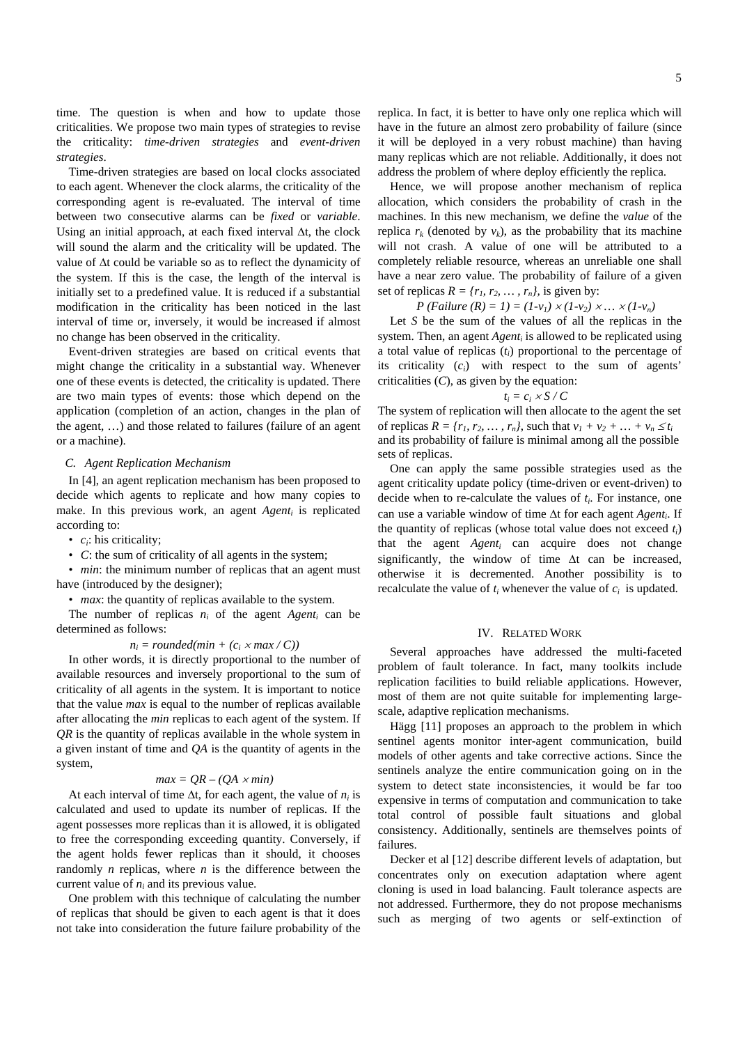time. The question is when and how to update those criticalities. We propose two main types of strategies to revise the criticality: *time-driven strategies* and *event-driven strategies*.

Time-driven strategies are based on local clocks associated to each agent. Whenever the clock alarms, the criticality of the corresponding agent is re-evaluated. The interval of time between two consecutive alarms can be *fixed* or *variable*. Using an initial approach, at each fixed interval $\Delta t$, the clock will sound the alarm and the criticality will be updated. The value of $\Delta t$ could be variable so as to reflect the dynamicity of the system. If this is the case, the length of the interval is initially set to a predefined value. It is reduced if a substantial modification in the criticality has been noticed in the last interval of time or, inversely, it would be increased if almost no change has been observed in the criticality.

Event-driven strategies are based on critical events that might change the criticality in a substantial way. Whenever one of these events is detected, the criticality is updated. There are two main types of events: those which depend on the application (completion of an action, changes in the plan of the agent, …) and those related to failures (failure of an agent or a machine).

### C. Agent Replication Mechanism

In [4], an agent replication mechanism has been proposed to decide which agents to replicate and how many copies to make. In this previous work, an agent $Agent_i$ is replicated according to:

- $c_i$: his criticality;
- $C$: the sum of criticality of all agents in the system;
- *min*: the minimum number of replicas that an agent must have (introduced by the designer);
- *max*: the quantity of replicas available to the system.

The number of replicas $n_i$ of the agent $Agent_i$ can be determined as follows:

$$n_i = rounded(min + (c_i \times max / C))$$

In other words, it is directly proportional to the number of available resources and inversely proportional to the sum of criticality of all agents in the system. It is important to notice that the value *max* is equal to the number of replicas available after allocating the *min* replicas to each agent of the system. If *QR* is the quantity of replicas available in the whole system in a given instant of time and *QA* is the quantity of agents in the system,

$$max = QR - (QA \times min)$$

At each interval of time $\Delta t$, for each agent, the value of $n_i$ is calculated and used to update its number of replicas. If the agent possesses more replicas than it is allowed, it is obligated to free the corresponding exceeding quantity. Conversely, if the agent holds fewer replicas than it should, it chooses randomly $n$ replicas, where $n$ is the difference between the current value of $n_i$ and its previous value.

One problem with this technique of calculating the number of replicas that should be given to each agent is that it does not take into consideration the future failure probability of the replica. In fact, it is better to have only one replica which will have in the future an almost zero probability of failure (since it will be deployed in a very robust machine) than having many replicas which are not reliable. Additionally, it does not address the problem of where deploy efficiently the replica.

Hence, we will propose another mechanism of replica allocation, which considers the probability of crash in the machines. In this new mechanism, we define the *value* of the replica $r_k$ (denoted by $v_k$), as the probability that its machine will not crash. A value of one will be attributed to a completely reliable resource, whereas an unreliable one shall have a near zero value. The probability of failure of a given set of replicas $R = \{r_1, r_2, \dots, r_n\}$, is given by:

$$P\ (Failure\ (R) = 1) = (1-v_1) \times (1-v_2) \times \dots \times (1-v_n)$$

Let $S$ be the sum of the values of all the replicas in the system. Then, an agent $Agent_i$ is allowed to be replicated using a total value of replicas ($t_i$) proportional to the percentage of its criticality ($c_i$) with respect to the sum of agents' criticalities ($C$), as given by the equation:

$$t_i = c_i \times S / C$$

The system of replication will then allocate to the agent the set of replicas $R = \{r_1, r_2, \dots, r_n\}$, such that $v_1 + v_2 + \dots + v_n \leq t_i$ and its probability of failure is minimal among all the possible sets of replicas.

One can apply the same possible strategies used as the agent criticality update policy (time-driven or event-driven) to decide when to re-calculate the values of $t_i$. For instance, one can use a variable window of time $\Delta t$ for each agent $Agent_i$. If the quantity of replicas (whose total value does not exceed $t_i$) that the agent $Agent_i$ can acquire does not change significantly, the window of time $\Delta t$ can be increased, otherwise it is decremented. Another possibility is to recalculate the value of $t_i$ whenever the value of $c_i$ is updated.

## IV. Related Work

Several approaches have addressed the multi-faceted problem of fault tolerance. In fact, many toolkits include replication facilities to build reliable applications. However, most of them are not quite suitable for implementing large-scale, adaptive replication mechanisms.

Hägg [11] proposes an approach to the problem in which sentinel agents monitor inter-agent communication, build models of other agents and take corrective actions. Since the sentinels analyze the entire communication going on in the system to detect state inconsistencies, it would be far too expensive in terms of computation and communication to take total control of possible fault situations and global consistency. Additionally, sentinels are themselves points of failures.

Decker et al [12] describe different levels of adaptation, but concentrates only on execution adaptation where agent cloning is used in load balancing. Fault tolerance aspects are not addressed. Furthermore, they do not propose mechanisms such as merging of two agents or self-extinction of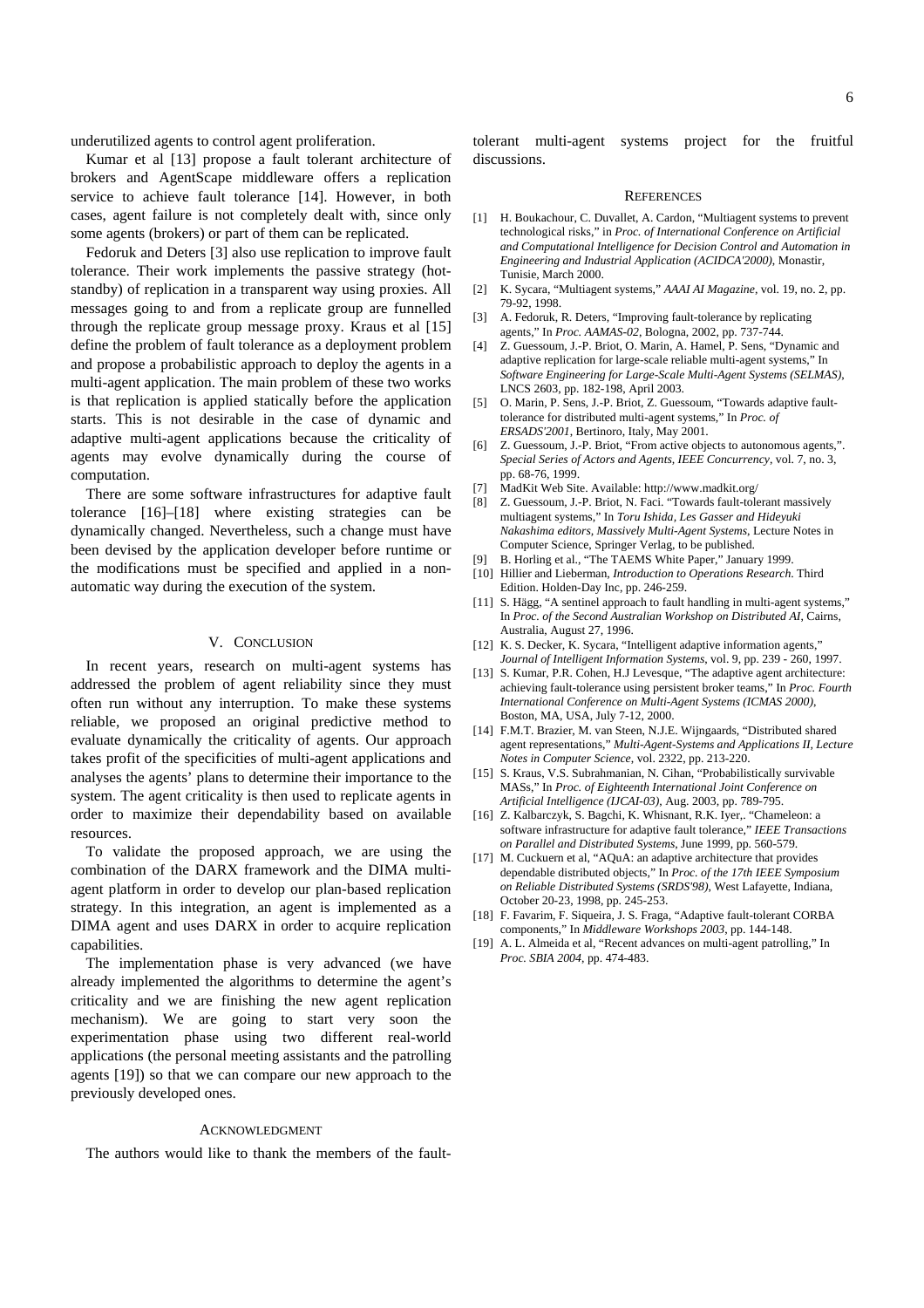underutilized agents to control agent proliferation.

Kumar et al [13] propose a fault tolerant architecture of brokers and AgentScape middleware offers a replication service to achieve fault tolerance [14]. However, in both cases, agent failure is not completely dealt with, since only some agents (brokers) or part of them can be replicated.

Fedoruk and Deters [3] also use replication to improve fault tolerance. Their work implements the passive strategy (hot-standby) of replication in a transparent way using proxies. All messages going to and from a replicate group are funnelled through the replicate group message proxy. Kraus et al [15] define the problem of fault tolerance as a deployment problem and propose a probabilistic approach to deploy the agents in a multi-agent application. The main problem of these two works is that replication is applied statically before the application starts. This is not desirable in the case of dynamic and adaptive multi-agent applications because the criticality of agents may evolve dynamically during the course of computation.

There are some software infrastructures for adaptive fault tolerance [16]–[18] where existing strategies can be dynamically changed. Nevertheless, such a change must have been devised by the application developer before runtime or the modifications must be specified and applied in a non-automatic way during the execution of the system.

## V. Conclusion

In recent years, research on multi-agent systems has addressed the problem of agent reliability since they must often run without any interruption. To make these systems reliable, we proposed an original predictive method to evaluate dynamically the criticality of agents. Our approach takes profit of the specificities of multi-agent applications and analyses the agents' plans to determine their importance to the system. The agent criticality is then used to replicate agents in order to maximize their dependability based on available resources.

To validate the proposed approach, we are using the combination of the DARX framework and the DIMA multi-agent platform in order to develop our plan-based replication strategy. In this integration, an agent is implemented as a DIMA agent and uses DARX in order to acquire replication capabilities.

The implementation phase is very advanced (we have already implemented the algorithms to determine the agent's criticality and we are finishing the new agent replication mechanism). We are going to start very soon the experimentation phase using two different real-world applications (the personal meeting assistants and the patrolling agents [19]) so that we can compare our new approach to the previously developed ones.

## Acknowledgment

The authors would like to thank the members of the fault-tolerant multi-agent systems project for the fruitful discussions.

## References

[1] H. Boukachour, C. Duvallet, A. Cardon, "Multiagent systems to prevent technological risks," in *Proc. of International Conference on Artificial and Computational Intelligence for Decision Control and Automation in Engineering and Industrial Application (ACIDCA'2000)*, Monastir, Tunisie, March 2000.

[2] K. Sycara, "Multiagent systems," *AAAI AI Magazine*, vol. 19, no. 2, pp. 79-92, 1998.

[3] A. Fedoruk, R. Deters, "Improving fault-tolerance by replicating agents," In *Proc. AAMAS-02*, Bologna, 2002, pp. 737-744.

[4] Z. Guessoum, J.-P. Briot, O. Marin, A. Hamel, P. Sens, "Dynamic and adaptive replication for large-scale reliable multi-agent systems," In *Software Engineering for Large-Scale Multi-Agent Systems (SELMAS)*, LNCS 2603, pp. 182-198, April 2003.

[5] O. Marin, P. Sens, J.-P. Briot, Z. Guessoum, "Towards adaptive fault-tolerance for distributed multi-agent systems," In *Proc. of ERSADS'2001*, Bertinoro, Italy, May 2001.

[6] Z. Guessoum, J.-P. Briot, "From active objects to autonomous agents,". *Special Series of Actors and Agents, IEEE Concurrency*, vol. 7, no. 3, pp. 68-76, 1999.

[7] MadKit Web Site. Available: http://www.madkit.org/

[8] Z. Guessoum, J.-P. Briot, N. Faci. "Towards fault-tolerant massively multiagent systems," In *Toru Ishida, Les Gasser and Hideyuki Nakashima editors, Massively Multi-Agent Systems*, Lecture Notes in Computer Science, Springer Verlag, to be published.

[9] B. Horling et al., "The TAEMS White Paper," January 1999.

[10] Hillier and Lieberman, *Introduction to Operations Research*. Third Edition. Holden-Day Inc, pp. 246-259.

[11] S. Hägg, "A sentinel approach to fault handling in multi-agent systems," In *Proc. of the Second Australian Workshop on Distributed AI*, Cairns, Australia, August 27, 1996.

[12] K. S. Decker, K. Sycara, "Intelligent adaptive information agents," *Journal of Intelligent Information Systems*, vol. 9, pp. 239 - 260, 1997.

[13] S. Kumar, P.R. Cohen, H.J Levesque, "The adaptive agent architecture: achieving fault-tolerance using persistent broker teams," In *Proc. Fourth International Conference on Multi-Agent Systems (ICMAS 2000)*, Boston, MA, USA, July 7-12, 2000.

[14] F.M.T. Brazier, M. van Steen, N.J.E. Wijngaards, "Distributed shared agent representations," *Multi-Agent-Systems and Applications II, Lecture Notes in Computer Science*, vol. 2322, pp. 213-220.

[15] S. Kraus, V.S. Subrahmanian, N. Cihan, "Probabilistically survivable MASs," In *Proc. of Eighteenth International Joint Conference on Artificial Intelligence (IJCAI-03)*, Aug. 2003, pp. 789-795.

[16] Z. Kalbarczyk, S. Bagchi, K. Whisnant, R.K. Iyer,. "Chameleon: a software infrastructure for adaptive fault tolerance," *IEEE Transactions on Parallel and Distributed Systems*, June 1999, pp. 560-579.

[17] M. Cuckuern et al, "AQuA: an adaptive architecture that provides dependable distributed objects," In *Proc. of the 17th IEEE Symposium on Reliable Distributed Systems (SRDS'98)*, West Lafayette, Indiana, October 20-23, 1998, pp. 245-253.

[18] F. Favarim, F. Siqueira, J. S. Fraga, "Adaptive fault-tolerant CORBA components," In *Middleware Workshops 2003*, pp. 144-148.

[19] A. L. Almeida et al, "Recent advances on multi-agent patrolling," In *Proc. SBIA 2004*, pp. 474-483.